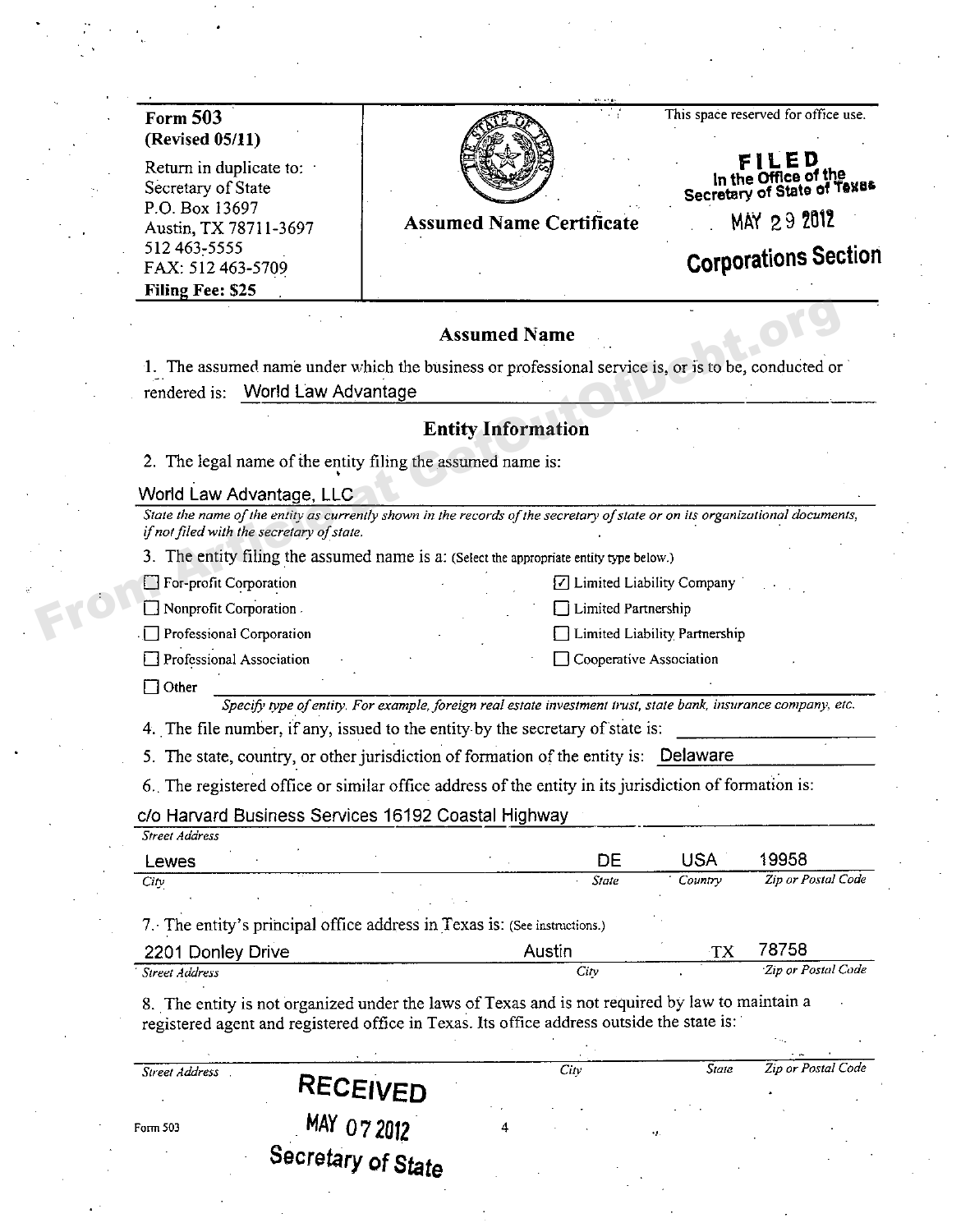**Form 503**
**(Revised 05/11)**

Return in duplicate to:
Secretary of State
P.O. Box 13697
Austin, TX 78711-3697
512 463-5555
FAX: 512 463-5709
**Filing Fee: $25**

**Assumed Name Certificate**

This space reserved for office use.

**FILED**
In the Office of the
Secretary of State of Texas
MAY 29 2012
**Corporations Section**

## Assumed Name

1. The assumed name under which the business or professional service is, or is to be, conducted or rendered is: World Law Advantage

## Entity Information

2. The legal name of the entity filing the assumed name is:

World Law Advantage, LLC

*State the name of the entity as currently shown in the records of the secretary of state or on its organizational documents, if not filed with the secretary of state.*

3. The entity filing the assumed name is a: (Select the appropriate entity type below.)

- ☐ For-profit Corporation
- ☐ Nonprofit Corporation
- ☐ Professional Corporation
- ☐ Professional Association
- ☑ Limited Liability Company
- ☐ Limited Partnership
- ☐ Limited Liability Partnership
- ☐ Cooperative Association
- ☐ Other ______________________

*Specify type of entity. For example, foreign real estate investment trust, state bank, insurance company, etc.*

4. The file number, if any, issued to the entity by the secretary of state is: ______________

5. The state, country, or other jurisdiction of formation of the entity is: Delaware

6. The registered office or similar office address of the entity in its jurisdiction of formation is:

| c/o Harvard Business Services 16192 Coastal Highway | | | |
|---|---|---|---|
| *Street Address* | | | |
| Lewes | DE | USA | 19958 |
| *City* | *State* | *Country* | *Zip or Postal Code* |

7. The entity's principal office address in Texas is: (See instructions.)

| 2201 Donley Drive | Austin | TX | 78758 |
|---|---|---|---|
| *Street Address* | *City* | | *Zip or Postal Code* |

8. The entity is not organized under the laws of Texas and is not required by law to maintain a registered agent and registered office in Texas. Its office address outside the state is:

| | | | |
|---|---|---|---|
| *Street Address* | *City* | *State* | *Zip or Postal Code* |

**RECEIVED**
MAY 07 2012
**Secretary of State**

Form 503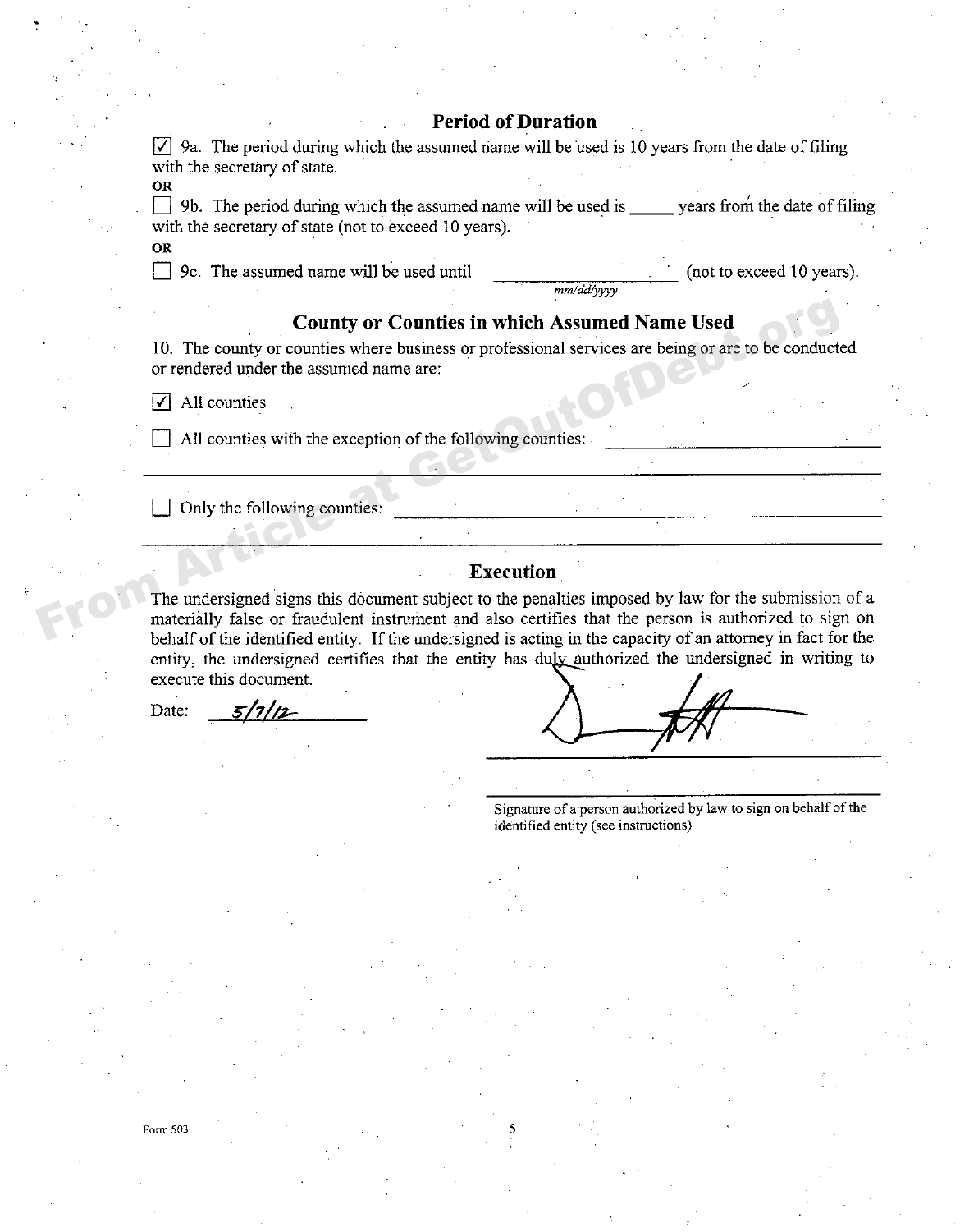## Period of Duration

☑ 9a. The period during which the assumed name will be used is 10 years from the date of filing with the secretary of state.

**OR**

☐ 9b. The period during which the assumed name will be used is _____ years from the date of filing with the secretary of state (not to exceed 10 years).

**OR**

☐ 9c. The assumed name will be used until ____________________ (not to exceed 10 years).
*mm/dd/yyyy*

## County or Counties in which Assumed Name Used

10. The county or counties where business or professional services are being or are to be conducted or rendered under the assumed name are:

☑ All counties

☐ All counties with the exception of the following counties: ____________________

☐ Only the following counties: ____________________

## Execution

The undersigned signs this document subject to the penalties imposed by law for the submission of a materially false or fraudulent instrument and also certifies that the person is authorized to sign on behalf of the identified entity. If the undersigned is acting in the capacity of an attorney in fact for the entity, the undersigned certifies that the entity has duly authorized the undersigned in writing to execute this document.

Date: 5/7/12

[Signature]

Signature of a person authorized by law to sign on behalf of the identified entity (see instructions)

Form 503